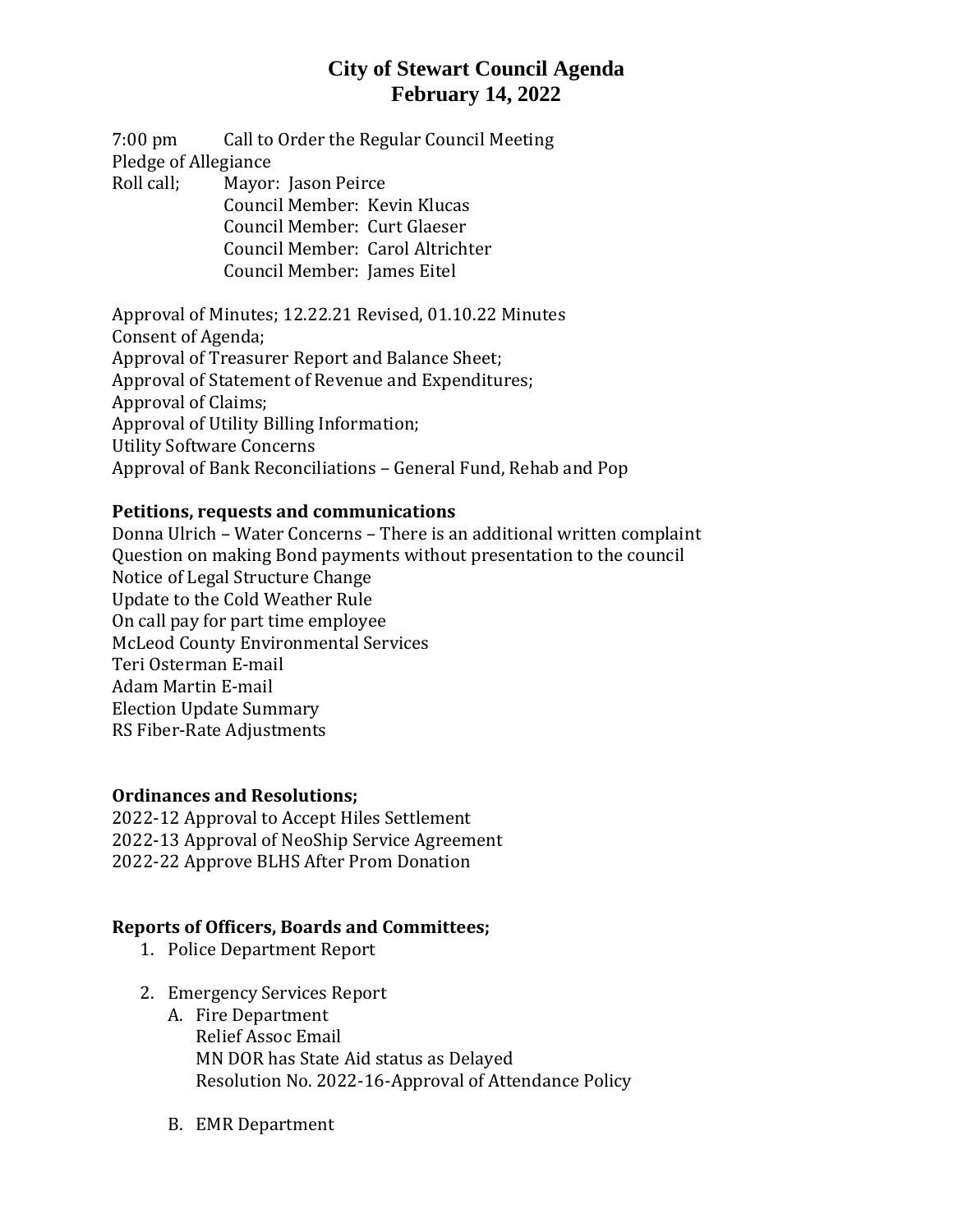# City of Stewart Council Agenda
## February 14, 2022

7:00 pm Call to Order the Regular Council Meeting

Pledge of Allegiance

Roll call; Mayor: Jason Peirce
Council Member: Kevin Klucas
Council Member: Curt Glaeser
Council Member: Carol Altrichter
Council Member: James Eitel

Approval of Minutes; 12.22.21 Revised, 01.10.22 Minutes
Consent of Agenda;
Approval of Treasurer Report and Balance Sheet;
Approval of Statement of Revenue and Expenditures;
Approval of Claims;
Approval of Utility Billing Information;
Utility Software Concerns
Approval of Bank Reconciliations – General Fund, Rehab and Pop

**Petitions, requests and communications**

Donna Ulrich – Water Concerns – There is an additional written complaint
Question on making Bond payments without presentation to the council
Notice of Legal Structure Change
Update to the Cold Weather Rule
On call pay for part time employee
McLeod County Environmental Services
Teri Osterman E-mail
Adam Martin E-mail
Election Update Summary
RS Fiber-Rate Adjustments

**Ordinances and Resolutions;**

2022-12 Approval to Accept Hiles Settlement
2022-13 Approval of NeoShip Service Agreement
2022-22 Approve BLHS After Prom Donation

**Reports of Officers, Boards and Committees;**

1. Police Department Report

2. Emergency Services Report
   A. Fire Department
      Relief Assoc Email
      MN DOR has State Aid status as Delayed
      Resolution No. 2022-16-Approval of Attendance Policy

   B. EMR Department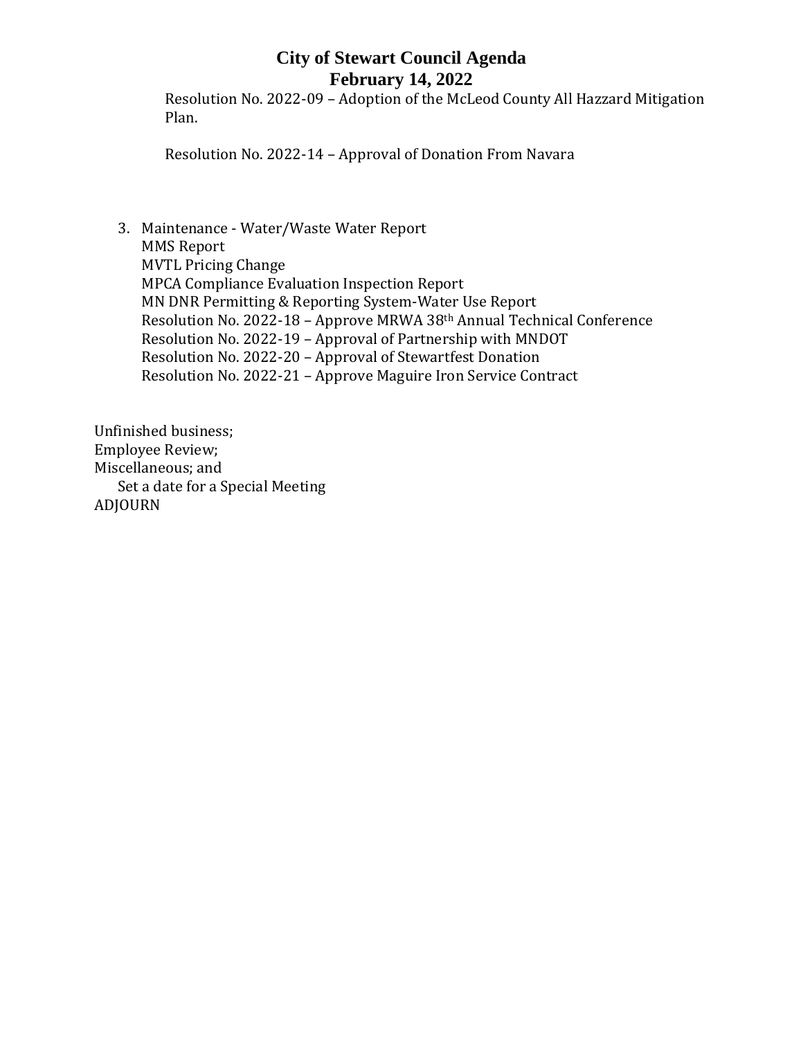# City of Stewart Council Agenda
## February 14, 2022

Resolution No. 2022-09 – Adoption of the McLeod County All Hazzard Mitigation Plan.

Resolution No. 2022-14 – Approval of Donation From Navara

3. Maintenance - Water/Waste Water Report
   MMS Report
   MVTL Pricing Change
   MPCA Compliance Evaluation Inspection Report
   MN DNR Permitting & Reporting System-Water Use Report
   Resolution No. 2022-18 – Approve MRWA 38th Annual Technical Conference
   Resolution No. 2022-19 – Approval of Partnership with MNDOT
   Resolution No. 2022-20 – Approval of Stewartfest Donation
   Resolution No. 2022-21 – Approve Maguire Iron Service Contract

Unfinished business;
Employee Review;
Miscellaneous; and
  Set a date for a Special Meeting
ADJOURN